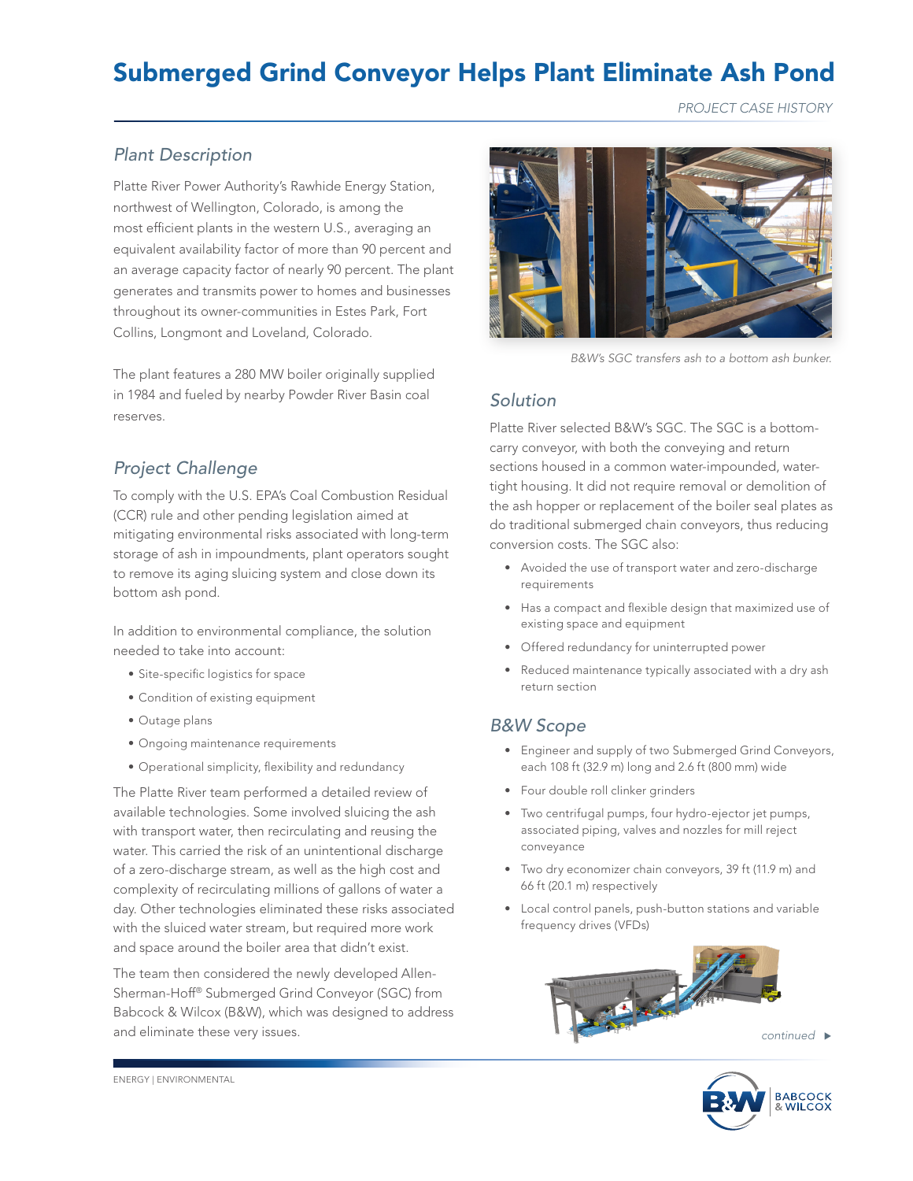# Submerged Grind Conveyor Helps Plant Eliminate Ash Pond

*PROJECT CASE HISTORY*

## *Plant Description*

Platte River Power Authority's Rawhide Energy Station, northwest of Wellington, Colorado, is among the most efficient plants in the western U.S., averaging an equivalent availability factor of more than 90 percent and an average capacity factor of nearly 90 percent. The plant generates and transmits power to homes and businesses throughout its owner-communities in Estes Park, Fort Collins, Longmont and Loveland, Colorado.

The plant features a 280 MW boiler originally supplied in 1984 and fueled by nearby Powder River Basin coal reserves.

## *Project Challenge*

To comply with the U.S. EPA's Coal Combustion Residual (CCR) rule and other pending legislation aimed at mitigating environmental risks associated with long-term storage of ash in impoundments, plant operators sought to remove its aging sluicing system and close down its bottom ash pond.

In addition to environmental compliance, the solution needed to take into account:

- Site-specific logistics for space
- Condition of existing equipment
- Outage plans
- Ongoing maintenance requirements
- Operational simplicity, flexibility and redundancy

The Platte River team performed a detailed review of available technologies. Some involved sluicing the ash with transport water, then recirculating and reusing the water. This carried the risk of an unintentional discharge of a zero-discharge stream, as well as the high cost and complexity of recirculating millions of gallons of water a day. Other technologies eliminated these risks associated with the sluiced water stream, but required more work and space around the boiler area that didn't exist.

The team then considered the newly developed Allen-Sherman-Hoff® Submerged Grind Conveyor (SGC) from Babcock & Wilcox (B&W), which was designed to address and eliminate these very issues.

*B&W's SGC transfers ash to a bottom ash bunker.*

## *Solution*

Platte River selected B&W's SGC. The SGC is a bottom-carry conveyor, with both the conveying and return sections housed in a common water-impounded, water-tight housing. It did not require removal or demolition of the ash hopper or replacement of the boiler seal plates as do traditional submerged chain conveyors, thus reducing conversion costs. The SGC also:

- Avoided the use of transport water and zero-discharge requirements
- Has a compact and flexible design that maximized use of existing space and equipment
- Offered redundancy for uninterrupted power
- Reduced maintenance typically associated with a dry ash return section

## *B&W Scope*

- Engineer and supply of two Submerged Grind Conveyors, each 108 ft (32.9 m) long and 2.6 ft (800 mm) wide
- Four double roll clinker grinders
- Two centrifugal pumps, four hydro-ejector jet pumps, associated piping, valves and nozzles for mill reject conveyance
- Two dry economizer chain conveyors, 39 ft (11.9 m) and 66 ft (20.1 m) respectively
- Local control panels, push-button stations and variable frequency drives (VFDs)

*continued* ▶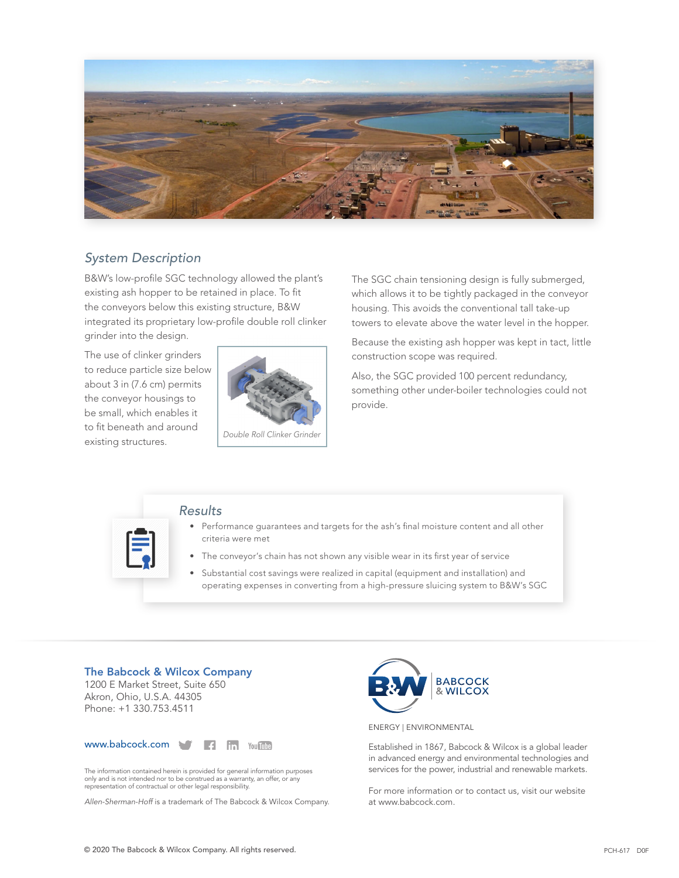## *System Description*

B&W's low-profile SGC technology allowed the plant's existing ash hopper to be retained in place. To fit the conveyors below this existing structure, B&W integrated its proprietary low-profile double roll clinker grinder into the design.

The use of clinker grinders to reduce particle size below about 3 in (7.6 cm) permits the conveyor housings to be small, which enables it to fit beneath and around existing structures.

*Double Roll Clinker Grinder*

The SGC chain tensioning design is fully submerged, which allows it to be tightly packaged in the conveyor housing. This avoids the conventional tall take-up towers to elevate above the water level in the hopper.

Because the existing ash hopper was kept in tact, little construction scope was required.

Also, the SGC provided 100 percent redundancy, something other under-boiler technologies could not provide.

## *Results*

- Performance guarantees and targets for the ash's final moisture content and all other criteria were met
- The conveyor's chain has not shown any visible wear in its first year of service
- Substantial cost savings were realized in capital (equipment and installation) and operating expenses in converting from a high-pressure sluicing system to B&W's SGC

**The Babcock & Wilcox Company**
1200 E Market Street, Suite 650
Akron, Ohio, U.S.A. 44305
Phone: +1 330.753.4511

www.babcock.com

The information contained herein is provided for general information purposes only and is not intended nor to be construed as a warranty, an offer, or any representation of contractual or other legal responsibility.

*Allen-Sherman-Hoff* is a trademark of The Babcock & Wilcox Company.

BABCOCK & WILCOX

ENERGY | ENVIRONMENTAL

Established in 1867, Babcock & Wilcox is a global leader in advanced energy and environmental technologies and services for the power, industrial and renewable markets.

For more information or to contact us, visit our website at www.babcock.com.

© 2020 The Babcock & Wilcox Company. All rights reserved.

PCH-617 D0F